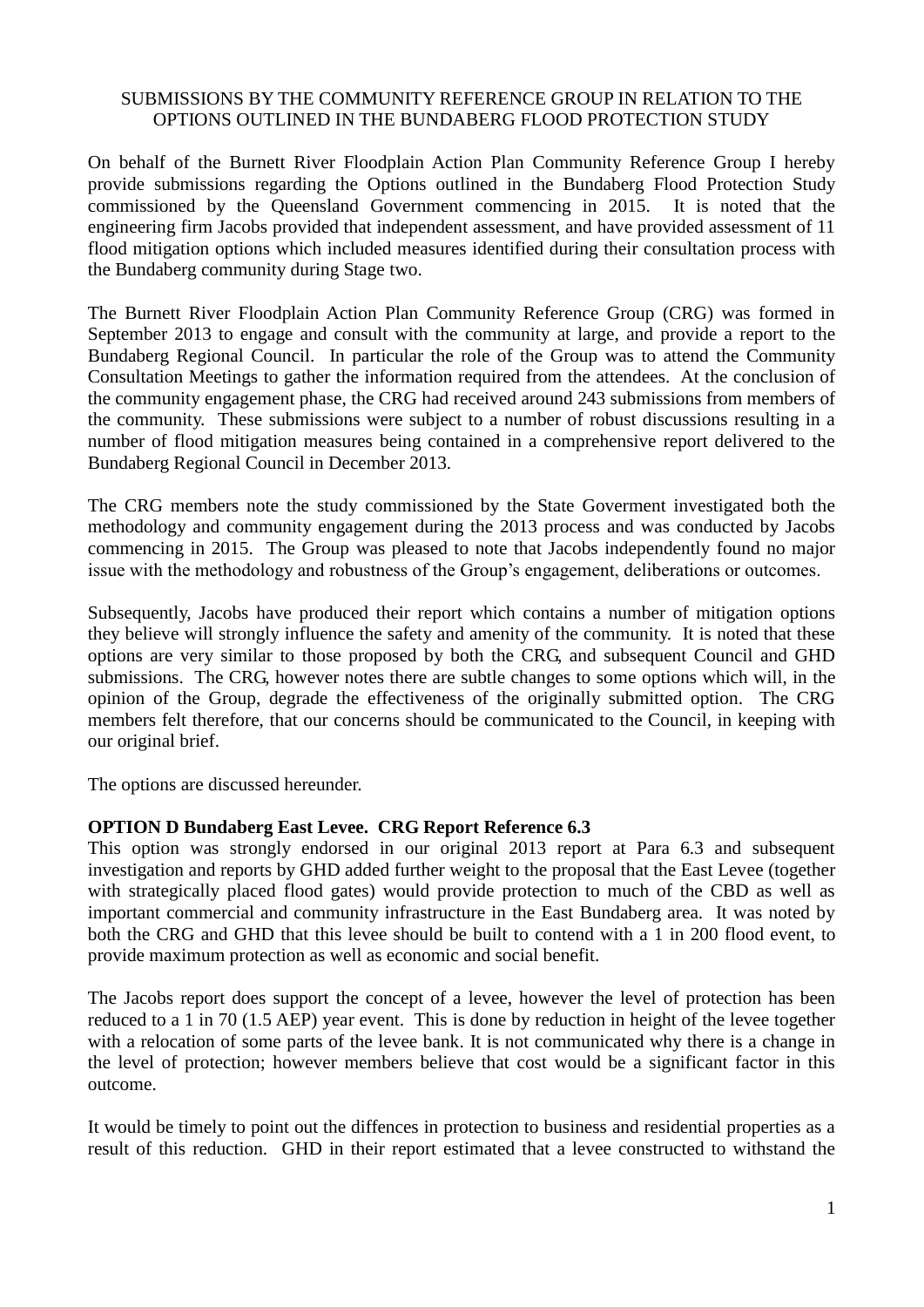SUBMISSIONS BY THE COMMUNITY REFERENCE GROUP IN RELATION TO THE OPTIONS OUTLINED IN THE BUNDABERG FLOOD PROTECTION STUDY

On behalf of the Burnett River Floodplain Action Plan Community Reference Group I hereby provide submissions regarding the Options outlined in the Bundaberg Flood Protection Study commissioned by the Queensland Government commencing in 2015. It is noted that the engineering firm Jacobs provided that independent assessment, and have provided assessment of 11 flood mitigation options which included measures identified during their consultation process with the Bundaberg community during Stage two.

The Burnett River Floodplain Action Plan Community Reference Group (CRG) was formed in September 2013 to engage and consult with the community at large, and provide a report to the Bundaberg Regional Council. In particular the role of the Group was to attend the Community Consultation Meetings to gather the information required from the attendees. At the conclusion of the community engagement phase, the CRG had received around 243 submissions from members of the community. These submissions were subject to a number of robust discussions resulting in a number of flood mitigation measures being contained in a comprehensive report delivered to the Bundaberg Regional Council in December 2013.

The CRG members note the study commissioned by the State Goverment investigated both the methodology and community engagement during the 2013 process and was conducted by Jacobs commencing in 2015. The Group was pleased to note that Jacobs independently found no major issue with the methodology and robustness of the Group's engagement, deliberations or outcomes.

Subsequently, Jacobs have produced their report which contains a number of mitigation options they believe will strongly influence the safety and amenity of the community. It is noted that these options are very similar to those proposed by both the CRG, and subsequent Council and GHD submissions. The CRG, however notes there are subtle changes to some options which will, in the opinion of the Group, degrade the effectiveness of the originally submitted option. The CRG members felt therefore, that our concerns should be communicated to the Council, in keeping with our original brief.

The options are discussed hereunder.

**OPTION D Bundaberg East Levee. CRG Report Reference 6.3**

This option was strongly endorsed in our original 2013 report at Para 6.3 and subsequent investigation and reports by GHD added further weight to the proposal that the East Levee (together with strategically placed flood gates) would provide protection to much of the CBD as well as important commercial and community infrastructure in the East Bundaberg area. It was noted by both the CRG and GHD that this levee should be built to contend with a 1 in 200 flood event, to provide maximum protection as well as economic and social benefit.

The Jacobs report does support the concept of a levee, however the level of protection has been reduced to a 1 in 70 (1.5 AEP) year event. This is done by reduction in height of the levee together with a relocation of some parts of the levee bank. It is not communicated why there is a change in the level of protection; however members believe that cost would be a significant factor in this outcome.

It would be timely to point out the diffences in protection to business and residential properties as a result of this reduction. GHD in their report estimated that a levee constructed to withstand the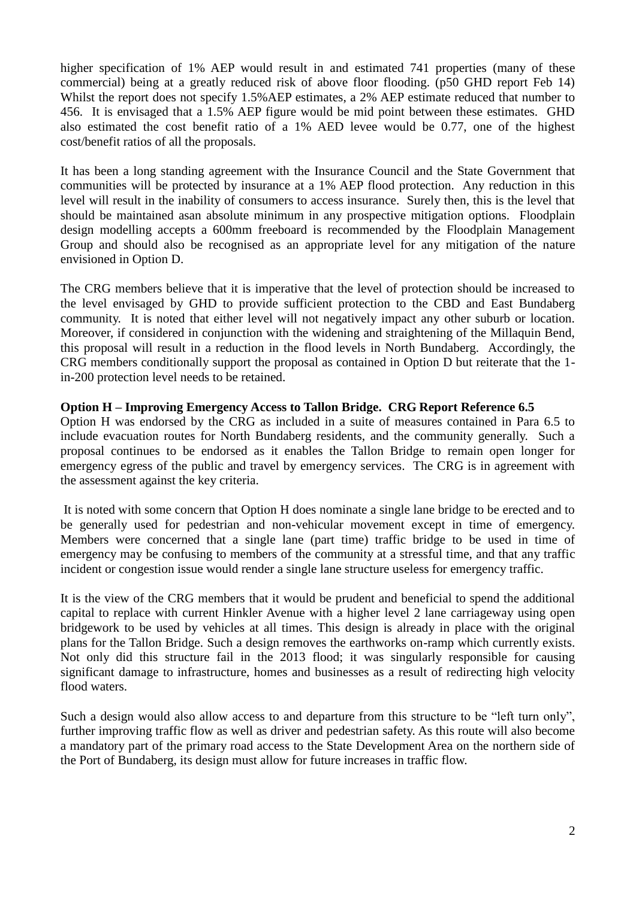higher specification of 1% AEP would result in and estimated 741 properties (many of these commercial) being at a greatly reduced risk of above floor flooding. (p50 GHD report Feb 14) Whilst the report does not specify 1.5%AEP estimates, a 2% AEP estimate reduced that number to 456. It is envisaged that a 1.5% AEP figure would be mid point between these estimates. GHD also estimated the cost benefit ratio of a 1% AED levee would be 0.77, one of the highest cost/benefit ratios of all the proposals.

It has been a long standing agreement with the Insurance Council and the State Government that communities will be protected by insurance at a 1% AEP flood protection. Any reduction in this level will result in the inability of consumers to access insurance. Surely then, this is the level that should be maintained asan absolute minimum in any prospective mitigation options. Floodplain design modelling accepts a 600mm freeboard is recommended by the Floodplain Management Group and should also be recognised as an appropriate level for any mitigation of the nature envisioned in Option D.

The CRG members believe that it is imperative that the level of protection should be increased to the level envisaged by GHD to provide sufficient protection to the CBD and East Bundaberg community. It is noted that either level will not negatively impact any other suburb or location. Moreover, if considered in conjunction with the widening and straightening of the Millaquin Bend, this proposal will result in a reduction in the flood levels in North Bundaberg. Accordingly, the CRG members conditionally support the proposal as contained in Option D but reiterate that the 1-in-200 protection level needs to be retained.

**Option H – Improving Emergency Access to Tallon Bridge. CRG Report Reference 6.5**

Option H was endorsed by the CRG as included in a suite of measures contained in Para 6.5 to include evacuation routes for North Bundaberg residents, and the community generally. Such a proposal continues to be endorsed as it enables the Tallon Bridge to remain open longer for emergency egress of the public and travel by emergency services. The CRG is in agreement with the assessment against the key criteria.

It is noted with some concern that Option H does nominate a single lane bridge to be erected and to be generally used for pedestrian and non-vehicular movement except in time of emergency. Members were concerned that a single lane (part time) traffic bridge to be used in time of emergency may be confusing to members of the community at a stressful time, and that any traffic incident or congestion issue would render a single lane structure useless for emergency traffic.

It is the view of the CRG members that it would be prudent and beneficial to spend the additional capital to replace with current Hinkler Avenue with a higher level 2 lane carriageway using open bridgework to be used by vehicles at all times. This design is already in place with the original plans for the Tallon Bridge. Such a design removes the earthworks on-ramp which currently exists. Not only did this structure fail in the 2013 flood; it was singularly responsible for causing significant damage to infrastructure, homes and businesses as a result of redirecting high velocity flood waters.

Such a design would also allow access to and departure from this structure to be "left turn only", further improving traffic flow as well as driver and pedestrian safety. As this route will also become a mandatory part of the primary road access to the State Development Area on the northern side of the Port of Bundaberg, its design must allow for future increases in traffic flow.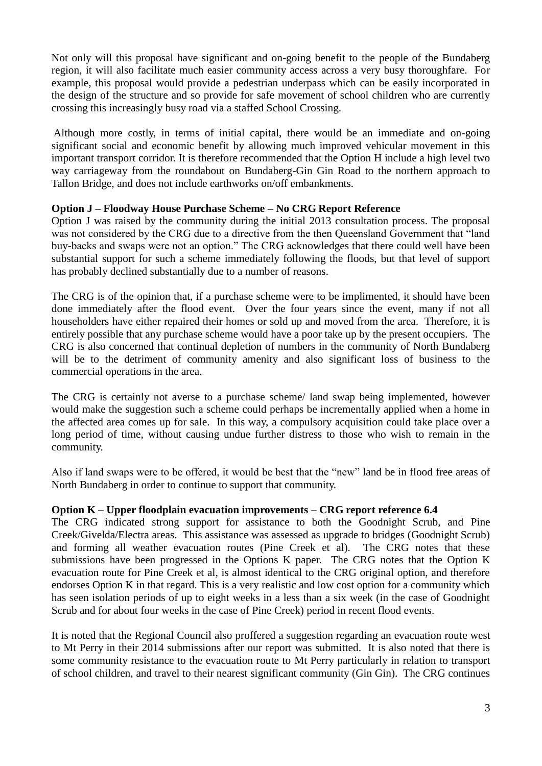Not only will this proposal have significant and on-going benefit to the people of the Bundaberg region, it will also facilitate much easier community access across a very busy thoroughfare. For example, this proposal would provide a pedestrian underpass which can be easily incorporated in the design of the structure and so provide for safe movement of school children who are currently crossing this increasingly busy road via a staffed School Crossing.

Although more costly, in terms of initial capital, there would be an immediate and on-going significant social and economic benefit by allowing much improved vehicular movement in this important transport corridor. It is therefore recommended that the Option H include a high level two way carriageway from the roundabout on Bundaberg-Gin Gin Road to the northern approach to Tallon Bridge, and does not include earthworks on/off embankments.

**Option J – Floodway House Purchase Scheme – No CRG Report Reference**

Option J was raised by the community during the initial 2013 consultation process. The proposal was not considered by the CRG due to a directive from the then Queensland Government that "land buy-backs and swaps were not an option." The CRG acknowledges that there could well have been substantial support for such a scheme immediately following the floods, but that level of support has probably declined substantially due to a number of reasons.

The CRG is of the opinion that, if a purchase scheme were to be implimented, it should have been done immediately after the flood event. Over the four years since the event, many if not all householders have either repaired their homes or sold up and moved from the area. Therefore, it is entirely possible that any purchase scheme would have a poor take up by the present occupiers. The CRG is also concerned that continual depletion of numbers in the community of North Bundaberg will be to the detriment of community amenity and also significant loss of business to the commercial operations in the area.

The CRG is certainly not averse to a purchase scheme/ land swap being implemented, however would make the suggestion such a scheme could perhaps be incrementally applied when a home in the affected area comes up for sale. In this way, a compulsory acquisition could take place over a long period of time, without causing undue further distress to those who wish to remain in the community.

Also if land swaps were to be offered, it would be best that the "new" land be in flood free areas of North Bundaberg in order to continue to support that community.

**Option K – Upper floodplain evacuation improvements – CRG report reference 6.4**

The CRG indicated strong support for assistance to both the Goodnight Scrub, and Pine Creek/Givelda/Electra areas. This assistance was assessed as upgrade to bridges (Goodnight Scrub) and forming all weather evacuation routes (Pine Creek et al). The CRG notes that these submissions have been progressed in the Options K paper. The CRG notes that the Option K evacuation route for Pine Creek et al, is almost identical to the CRG original option, and therefore endorses Option K in that regard. This is a very realistic and low cost option for a community which has seen isolation periods of up to eight weeks in a less than a six week (in the case of Goodnight Scrub and for about four weeks in the case of Pine Creek) period in recent flood events.

It is noted that the Regional Council also proffered a suggestion regarding an evacuation route west to Mt Perry in their 2014 submissions after our report was submitted. It is also noted that there is some community resistance to the evacuation route to Mt Perry particularly in relation to transport of school children, and travel to their nearest significant community (Gin Gin). The CRG continues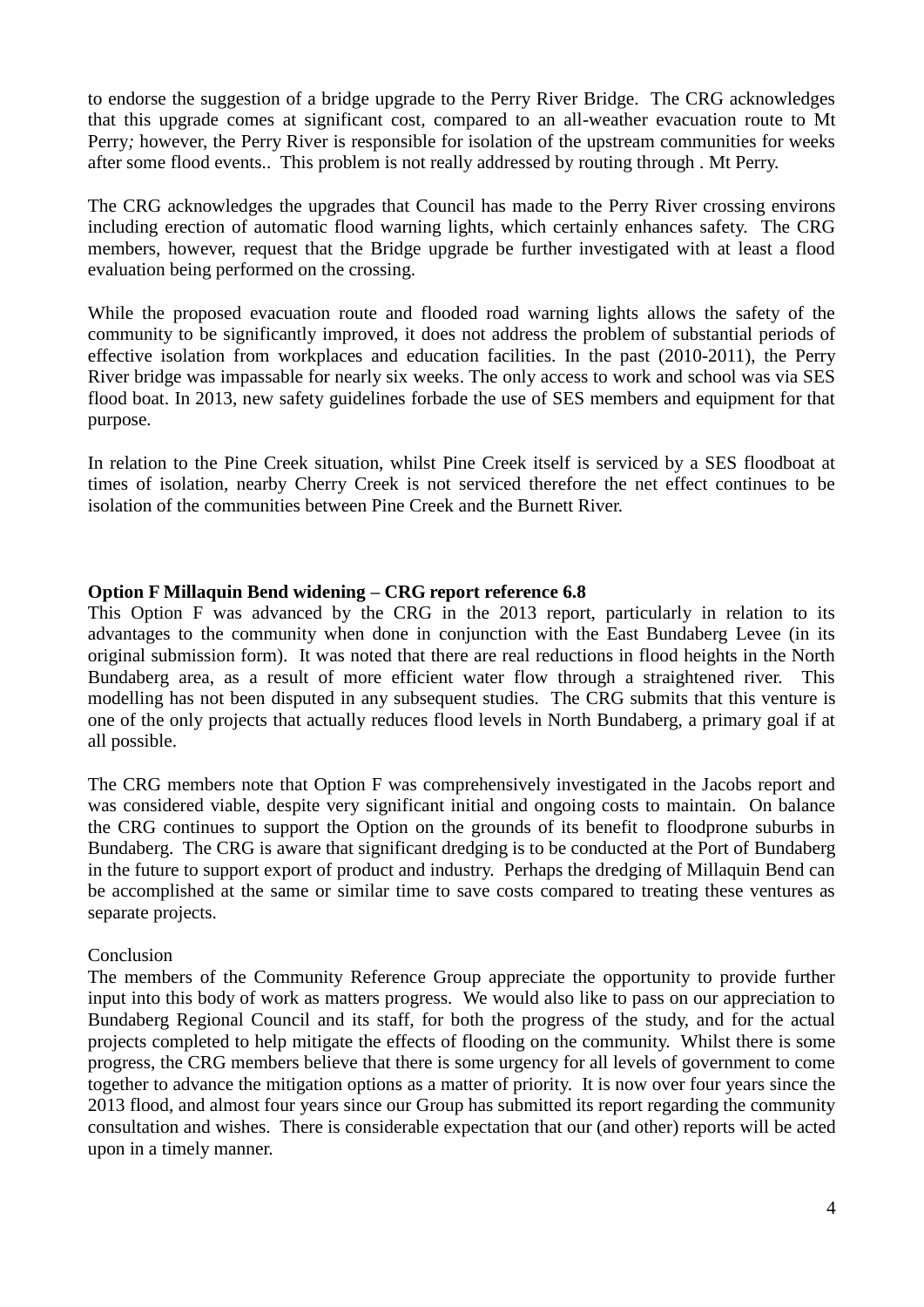to endorse the suggestion of a bridge upgrade to the Perry River Bridge. The CRG acknowledges that this upgrade comes at significant cost, compared to an all-weather evacuation route to Mt Perry*;* however, the Perry River is responsible for isolation of the upstream communities for weeks after some flood events.. This problem is not really addressed by routing through . Mt Perry.

The CRG acknowledges the upgrades that Council has made to the Perry River crossing environs including erection of automatic flood warning lights, which certainly enhances safety. The CRG members, however, request that the Bridge upgrade be further investigated with at least a flood evaluation being performed on the crossing.

While the proposed evacuation route and flooded road warning lights allows the safety of the community to be significantly improved, it does not address the problem of substantial periods of effective isolation from workplaces and education facilities. In the past (2010-2011), the Perry River bridge was impassable for nearly six weeks. The only access to work and school was via SES flood boat. In 2013, new safety guidelines forbade the use of SES members and equipment for that purpose.

In relation to the Pine Creek situation, whilst Pine Creek itself is serviced by a SES floodboat at times of isolation, nearby Cherry Creek is not serviced therefore the net effect continues to be isolation of the communities between Pine Creek and the Burnett River.

**Option F Millaquin Bend widening – CRG report reference 6.8**

This Option F was advanced by the CRG in the 2013 report, particularly in relation to its advantages to the community when done in conjunction with the East Bundaberg Levee (in its original submission form). It was noted that there are real reductions in flood heights in the North Bundaberg area, as a result of more efficient water flow through a straightened river. This modelling has not been disputed in any subsequent studies. The CRG submits that this venture is one of the only projects that actually reduces flood levels in North Bundaberg, a primary goal if at all possible.

The CRG members note that Option F was comprehensively investigated in the Jacobs report and was considered viable, despite very significant initial and ongoing costs to maintain. On balance the CRG continues to support the Option on the grounds of its benefit to floodprone suburbs in Bundaberg. The CRG is aware that significant dredging is to be conducted at the Port of Bundaberg in the future to support export of product and industry. Perhaps the dredging of Millaquin Bend can be accomplished at the same or similar time to save costs compared to treating these ventures as separate projects.

Conclusion

The members of the Community Reference Group appreciate the opportunity to provide further input into this body of work as matters progress. We would also like to pass on our appreciation to Bundaberg Regional Council and its staff, for both the progress of the study, and for the actual projects completed to help mitigate the effects of flooding on the community. Whilst there is some progress, the CRG members believe that there is some urgency for all levels of government to come together to advance the mitigation options as a matter of priority. It is now over four years since the 2013 flood, and almost four years since our Group has submitted its report regarding the community consultation and wishes. There is considerable expectation that our (and other) reports will be acted upon in a timely manner.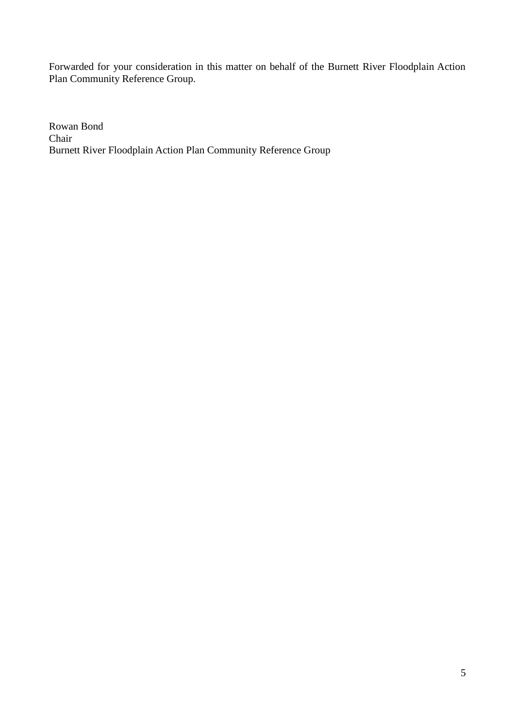Forwarded for your consideration in this matter on behalf of the Burnett River Floodplain Action Plan Community Reference Group.

Rowan Bond  
Chair  
Burnett River Floodplain Action Plan Community Reference Group